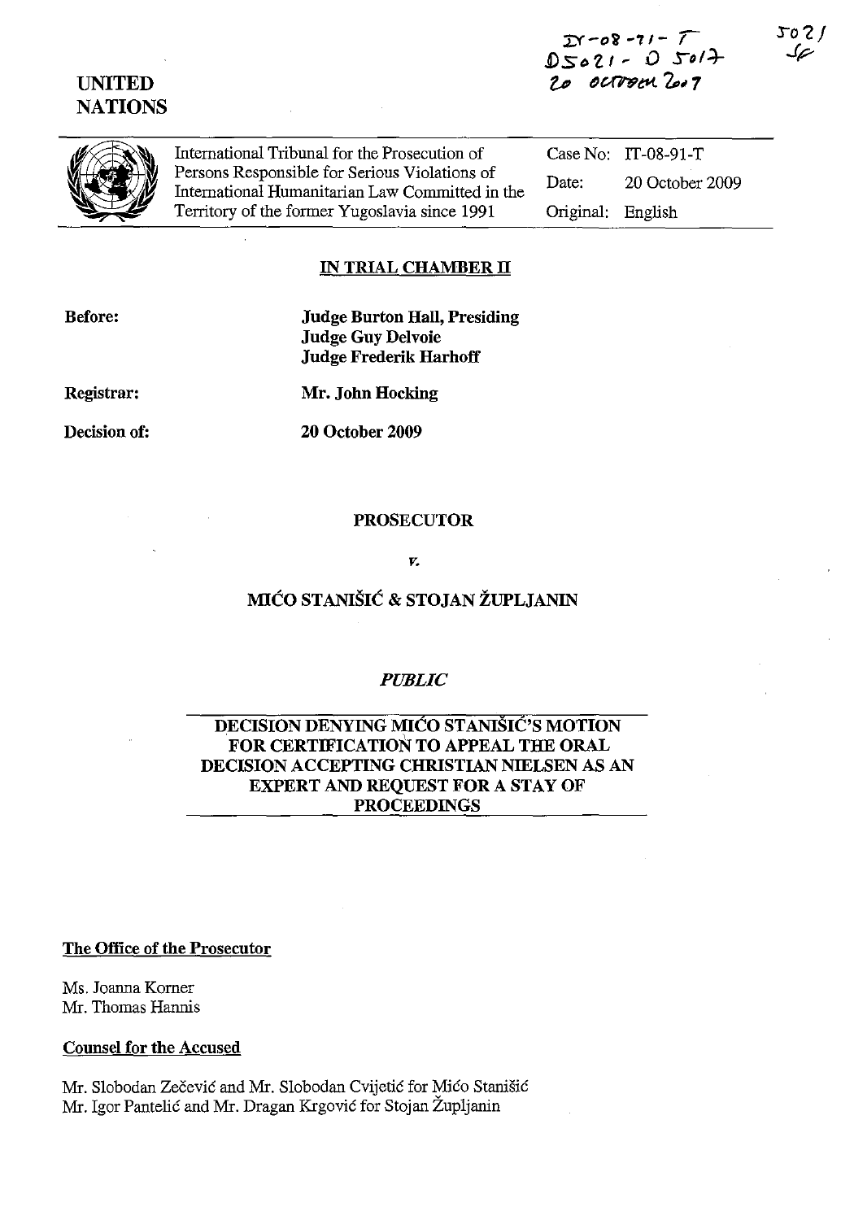IT-08-91-T
D5021 - D5017
20 OCTOBER 2009

5021
SF

UNITED
NATIONS

| International Tribunal for the Prosecution of Persons Responsible for Serious Violations of International Humanitarian Law Committed in the Territory of the former Yugoslavia since 1991 | Case No: | IT-08-91-T |
|---|---|---|
| | Date: | 20 October 2009 |
| | Original: | English |

**IN TRIAL CHAMBER II**

**Before:** **Judge Burton Hall, Presiding**
**Judge Guy Delvoie**
**Judge Frederik Harhoff**

**Registrar:** **Mr. John Hocking**

**Decision of:** **20 October 2009**

**PROSECUTOR**

*v.*

**MIĆO STANIŠIĆ & STOJAN ŽUPLJANIN**

***PUBLIC***

**DECISION DENYING MIĆO STANIŠIĆ'S MOTION FOR CERTIFICATION TO APPEAL THE ORAL DECISION ACCEPTING CHRISTIAN NIELSEN AS AN EXPERT AND REQUEST FOR A STAY OF PROCEEDINGS**

**The Office of the Prosecutor**

Ms. Joanna Korner
Mr. Thomas Hannis

**Counsel for the Accused**

Mr. Slobodan Zečević and Mr. Slobodan Cvijetić for Mićo Stanišić
Mr. Igor Pantelić and Mr. Dragan Krgović for Stojan Župljanin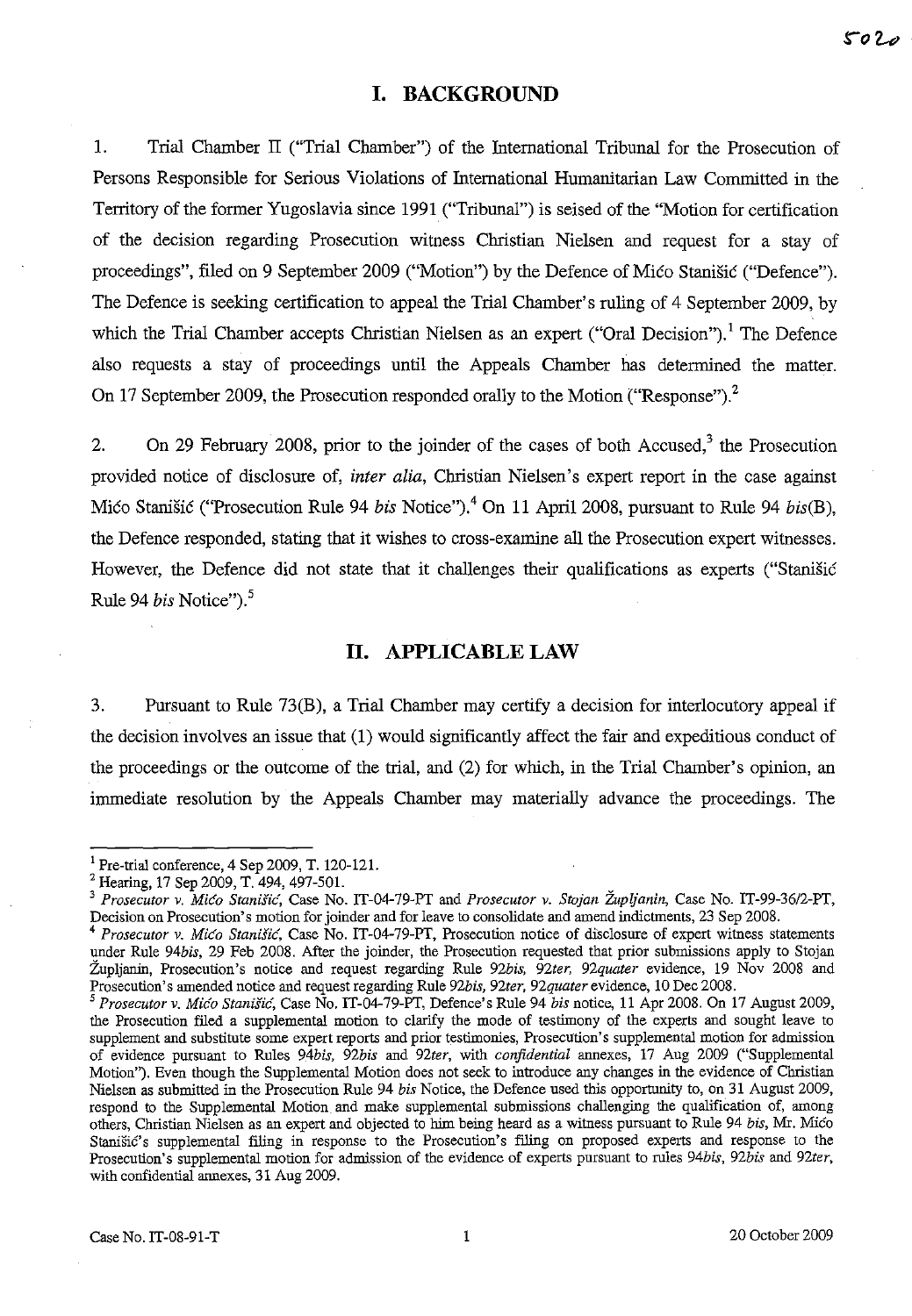## I. BACKGROUND

1. Trial Chamber II ("Trial Chamber") of the International Tribunal for the Prosecution of Persons Responsible for Serious Violations of International Humanitarian Law Committed in the Territory of the former Yugoslavia since 1991 ("Tribunal") is seised of the "Motion for certification of the decision regarding Prosecution witness Christian Nielsen and request for a stay of proceedings", filed on 9 September 2009 ("Motion") by the Defence of Mićo Stanišić ("Defence"). The Defence is seeking certification to appeal the Trial Chamber's ruling of 4 September 2009, by which the Trial Chamber accepts Christian Nielsen as an expert ("Oral Decision").[1] The Defence also requests a stay of proceedings until the Appeals Chamber has determined the matter. On 17 September 2009, the Prosecution responded orally to the Motion ("Response").[2]

2. On 29 February 2008, prior to the joinder of the cases of both Accused,[3] the Prosecution provided notice of disclosure of, *inter alia*, Christian Nielsen's expert report in the case against Mićo Stanišić ("Prosecution Rule 94 *bis* Notice").[4] On 11 April 2008, pursuant to Rule 94 *bis*(B), the Defence responded, stating that it wishes to cross-examine all the Prosecution expert witnesses. However, the Defence did not state that it challenges their qualifications as experts ("Stanišić Rule 94 *bis* Notice").[5]

## II. APPLICABLE LAW

3. Pursuant to Rule 73(B), a Trial Chamber may certify a decision for interlocutory appeal if the decision involves an issue that (1) would significantly affect the fair and expeditious conduct of the proceedings or the outcome of the trial, and (2) for which, in the Trial Chamber's opinion, an immediate resolution by the Appeals Chamber may materially advance the proceedings. The

---

[1] Pre-trial conference, 4 Sep 2009, T. 120-121.

[2] Hearing, 17 Sep 2009, T. 494, 497-501.

[3] *Prosecutor v. Mićo Stanišić*, Case No. IT-04-79-PT and *Prosecutor v. Stojan Župljanin*, Case No. IT-99-36/2-PT, Decision on Prosecution's motion for joinder and for leave to consolidate and amend indictments, 23 Sep 2008.

[4] *Prosecutor v. Mićo Stanišić*, Case No. IT-04-79-PT, Prosecution notice of disclosure of expert witness statements under Rule 94*bis*, 29 Feb 2008. After the joinder, the Prosecution requested that prior submissions apply to Stojan Župljanin, Prosecution's notice and request regarding Rule 92*bis*, 92*ter*, 92*quater* evidence, 19 Nov 2008 and Prosecution's amended notice and request regarding Rule 92*bis*, 92*ter*, 92*quater* evidence, 10 Dec 2008.

[5] *Prosecutor v. Mićo Stanišić*, Case No. IT-04-79-PT, Defence's Rule 94 *bis* notice, 11 Apr 2008. On 17 August 2009, the Prosecution filed a supplemental motion to clarify the mode of testimony of the experts and sought leave to supplement and substitute some expert reports and prior testimonies, Prosecution's supplemental motion for admission of evidence pursuant to Rules 94*bis*, 92*bis* and 92*ter*, with *confidential* annexes, 17 Aug 2009 ("Supplemental Motion"). Even though the Supplemental Motion does not seek to introduce any changes in the evidence of Christian Nielsen as submitted in the Prosecution Rule 94 *bis* Notice, the Defence used this opportunity to, on 31 August 2009, respond to the Supplemental Motion and make supplemental submissions challenging the qualification of, among others, Christian Nielsen as an expert and objected to him being heard as a witness pursuant to Rule 94 *bis*, Mr. Mićo Stanišić's supplemental filing in response to the Prosecution's filing on proposed experts and response to the Prosecution's supplemental motion for admission of the evidence of experts pursuant to rules 94*bis*, 92*bis* and 92*ter*, with confidential annexes, 31 Aug 2009.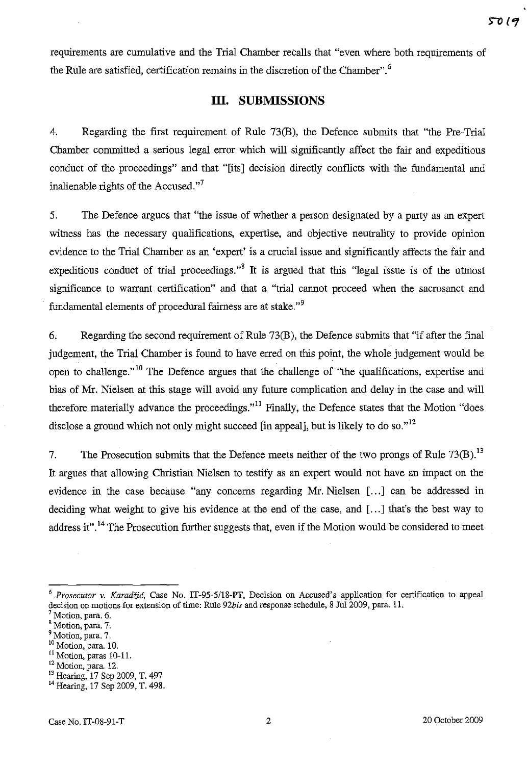requirements are cumulative and the Trial Chamber recalls that "even where both requirements of the Rule are satisfied, certification remains in the discretion of the Chamber".[6]

## III. SUBMISSIONS

4. Regarding the first requirement of Rule 73(B), the Defence submits that "the Pre-Trial Chamber committed a serious legal error which will significantly affect the fair and expeditious conduct of the proceedings" and that "[its] decision directly conflicts with the fundamental and inalienable rights of the Accused."[7]

5. The Defence argues that "the issue of whether a person designated by a party as an expert witness has the necessary qualifications, expertise, and objective neutrality to provide opinion evidence to the Trial Chamber as an 'expert' is a crucial issue and significantly affects the fair and expeditious conduct of trial proceedings."[8] It is argued that this "legal issue is of the utmost significance to warrant certification" and that a "trial cannot proceed when the sacrosanct and fundamental elements of procedural fairness are at stake."[9]

6. Regarding the second requirement of Rule 73(B), the Defence submits that "if after the final judgement, the Trial Chamber is found to have erred on this point, the whole judgement would be open to challenge."[10] The Defence argues that the challenge of "the qualifications, expertise and bias of Mr. Nielsen at this stage will avoid any future complication and delay in the case and will therefore materially advance the proceedings."[11] Finally, the Defence states that the Motion "does disclose a ground which not only might succeed [in appeal], but is likely to do so."[12]

7. The Prosecution submits that the Defence meets neither of the two prongs of Rule 73(B).[13] It argues that allowing Christian Nielsen to testify as an expert would not have an impact on the evidence in the case because "any concerns regarding Mr. Nielsen [...] can be addressed in deciding what weight to give his evidence at the end of the case, and [...] that's the best way to address it".[14] The Prosecution further suggests that, even if the Motion would be considered to meet

---

[6] *Prosecutor v. Karadžić*, Case No. IT-95-5/18-PT, Decision on Accused's application for certification to appeal decision on motions for extension of time: Rule 92*bis* and response schedule, 8 Jul 2009, para. 11.

[7] Motion, para. 6.

[8] Motion, para. 7.

[9] Motion, para. 7.

[10] Motion, para. 10.

[11] Motion, paras 10-11.

[12] Motion, para. 12.

[13] Hearing, 17 Sep 2009, T. 497

[14] Hearing, 17 Sep 2009, T. 498.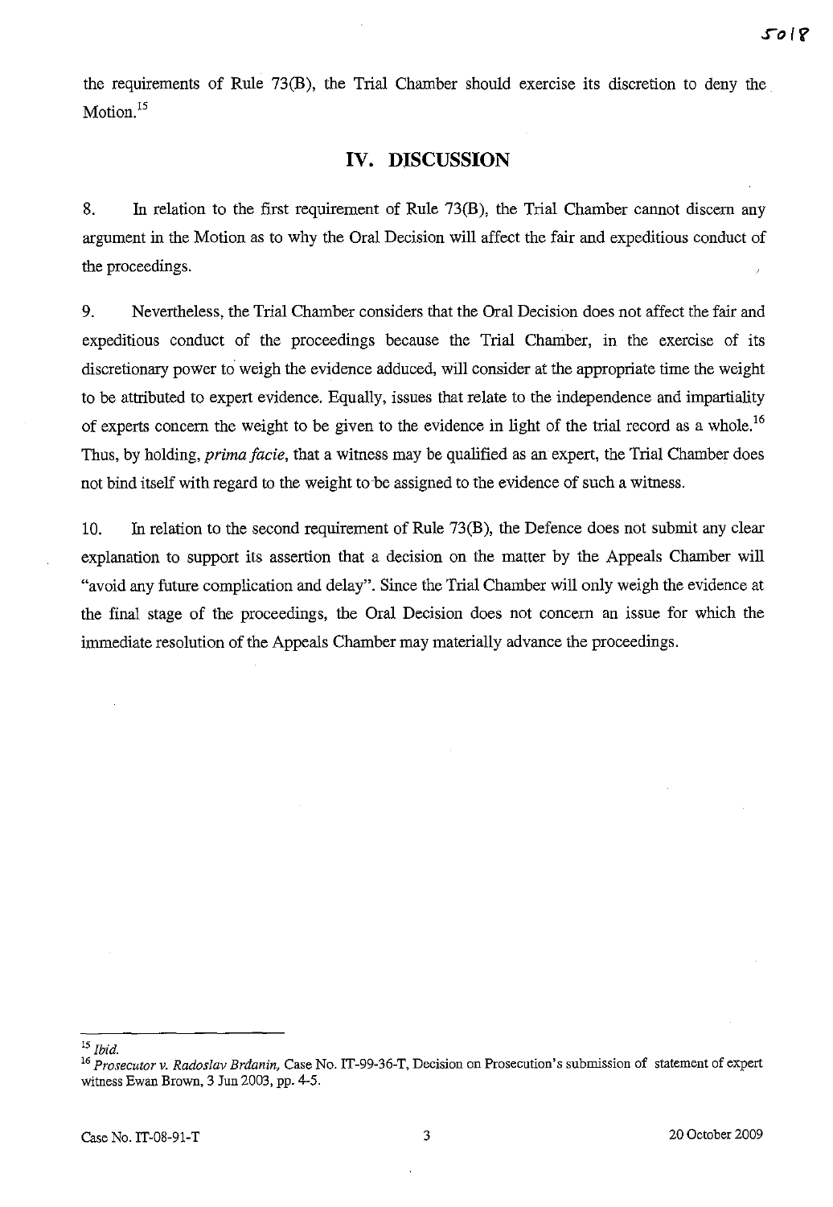the requirements of Rule 73(B), the Trial Chamber should exercise its discretion to deny the Motion.[15]

## IV. DISCUSSION

8. In relation to the first requirement of Rule 73(B), the Trial Chamber cannot discern any argument in the Motion as to why the Oral Decision will affect the fair and expeditious conduct of the proceedings.

9. Nevertheless, the Trial Chamber considers that the Oral Decision does not affect the fair and expeditious conduct of the proceedings because the Trial Chamber, in the exercise of its discretionary power to weigh the evidence adduced, will consider at the appropriate time the weight to be attributed to expert evidence. Equally, issues that relate to the independence and impartiality of experts concern the weight to be given to the evidence in light of the trial record as a whole.[16] Thus, by holding, *prima facie*, that a witness may be qualified as an expert, the Trial Chamber does not bind itself with regard to the weight to be assigned to the evidence of such a witness.

10. In relation to the second requirement of Rule 73(B), the Defence does not submit any clear explanation to support its assertion that a decision on the matter by the Appeals Chamber will "avoid any future complication and delay". Since the Trial Chamber will only weigh the evidence at the final stage of the proceedings, the Oral Decision does not concern an issue for which the immediate resolution of the Appeals Chamber may materially advance the proceedings.

---

[15] *Ibid.*

[16] *Prosecutor v. Radoslav Brđanin*, Case No. IT-99-36-T, Decision on Prosecution's submission of statement of expert witness Ewan Brown, 3 Jun 2003, pp. 4-5.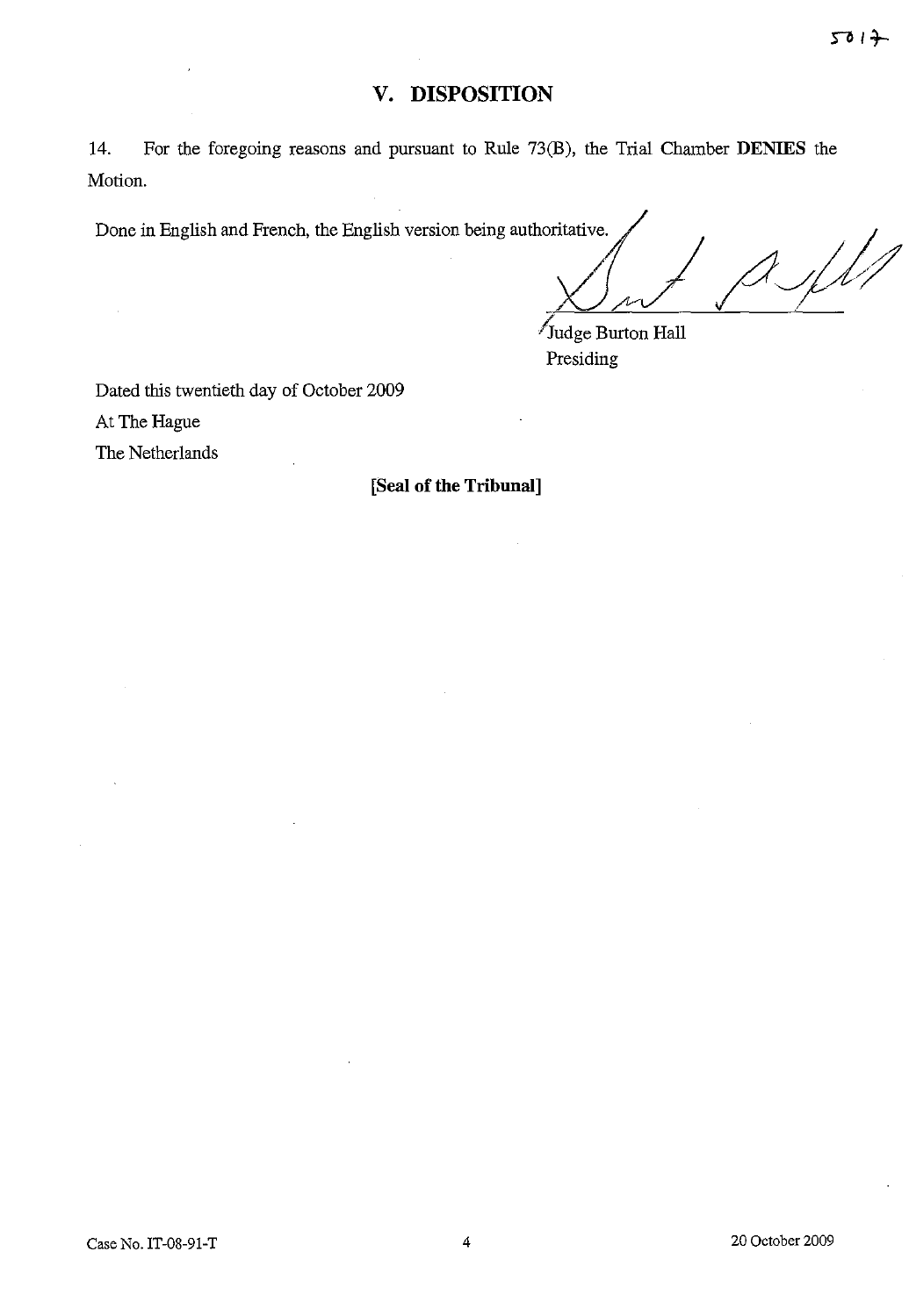## V. DISPOSITION

14. For the foregoing reasons and pursuant to Rule 73(B), the Trial Chamber **DENIES** the Motion.

Done in English and French, the English version being authoritative.

Judge Burton Hall
Presiding

Dated this twentieth day of October 2009
At The Hague
The Netherlands

**[Seal of the Tribunal]**